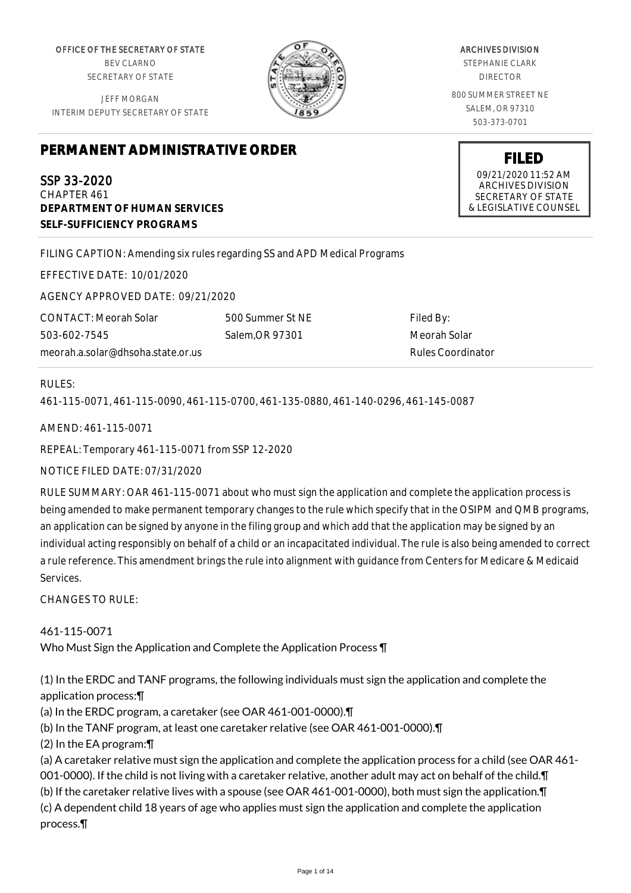OFFICE OF THE SECRETARY OF STATE
BEV CLARNO
SECRETARY OF STATE

JEFF MORGAN
INTERIM DEPUTY SECRETARY OF STATE

ARCHIVES DIVISION
STEPHANIE CLARK
DIRECTOR

800 SUMMER STREET NE
SALEM, OR 97310
503-373-0701

**FILED**
09/21/2020 11:52 AM
ARCHIVES DIVISION
SECRETARY OF STATE
& LEGISLATIVE COUNSEL

# PERMANENT ADMINISTRATIVE ORDER

SSP 33-2020
CHAPTER 461
**DEPARTMENT OF HUMAN SERVICES**
**SELF-SUFFICIENCY PROGRAMS**

FILING CAPTION: Amending six rules regarding SS and APD Medical Programs

EFFECTIVE DATE: 10/01/2020

AGENCY APPROVED DATE: 09/21/2020

CONTACT: Meorah Solar
503-602-7545
meorah.a.solar@dhsoha.state.or.us

500 Summer St NE
Salem,OR 97301

Filed By:
Meorah Solar
Rules Coordinator

RULES:

461-115-0071, 461-115-0090, 461-115-0700, 461-135-0880, 461-140-0296, 461-145-0087

AMEND: 461-115-0071

REPEAL: Temporary 461-115-0071 from SSP 12-2020

NOTICE FILED DATE: 07/31/2020

RULE SUMMARY: OAR 461-115-0071 about who must sign the application and complete the application process is being amended to make permanent temporary changes to the rule which specify that in the OSIPM and QMB programs, an application can be signed by anyone in the filing group and which add that the application may be signed by an individual acting responsibly on behalf of a child or an incapacitated individual. The rule is also being amended to correct a rule reference. This amendment brings the rule into alignment with guidance from Centers for Medicare & Medicaid Services.

CHANGES TO RULE:

461-115-0071
Who Must Sign the Application and Complete the Application Process ¶

(1) In the ERDC and TANF programs, the following individuals must sign the application and complete the application process:¶
(a) In the ERDC program, a caretaker (see OAR 461-001-0000).¶
(b) In the TANF program, at least one caretaker relative (see OAR 461-001-0000).¶
(2) In the EA program:¶
(a) A caretaker relative must sign the application and complete the application process for a child (see OAR 461-001-0000). If the child is not living with a caretaker relative, another adult may act on behalf of the child.¶
(b) If the caretaker relative lives with a spouse (see OAR 461-001-0000), both must sign the application.¶
(c) A dependent child 18 years of age who applies must sign the application and complete the application process.¶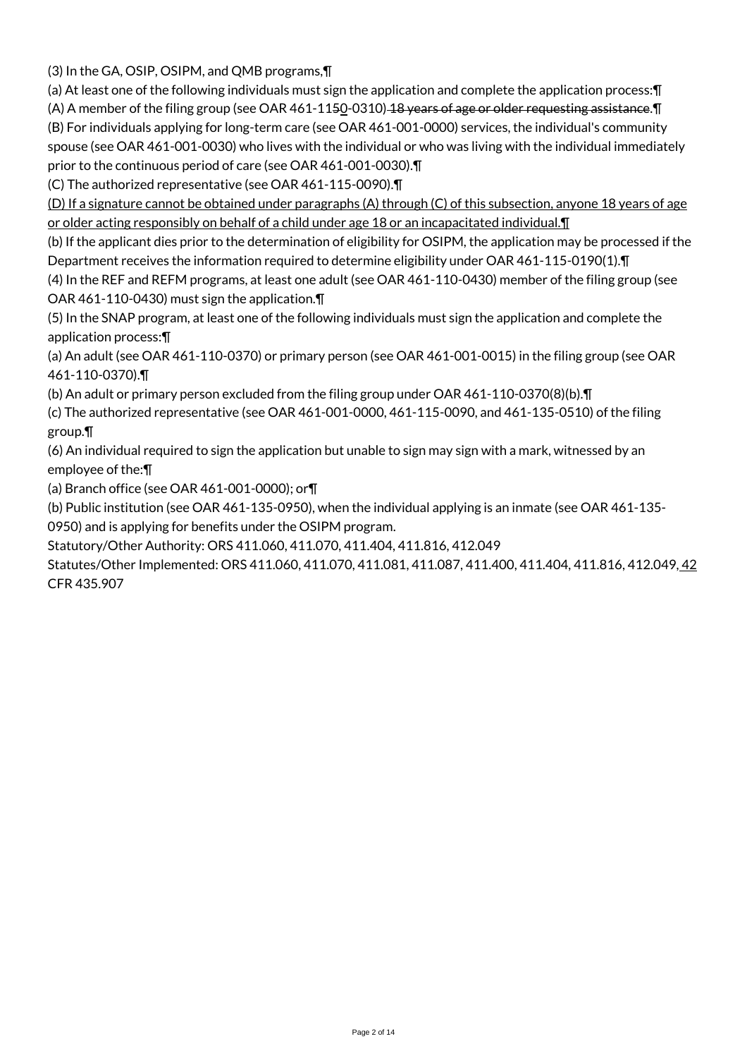(3) In the GA, OSIP, OSIPM, and QMB programs,¶

(a) At least one of the following individuals must sign the application and complete the application process:¶

(A) A member of the filing group (see OAR 461-11~~5~~<u>0</u>-0310)~~ 18 years of age or older requesting assistance~~.¶

(B) For individuals applying for long-term care (see OAR 461-001-0000) services, the individual's community spouse (see OAR 461-001-0030) who lives with the individual or who was living with the individual immediately prior to the continuous period of care (see OAR 461-001-0030).¶

(C) The authorized representative (see OAR 461-115-0090).¶

<u>(D) If a signature cannot be obtained under paragraphs (A) through (C) of this subsection, anyone 18 years of age or older acting responsibly on behalf of a child under age 18 or an incapacitated individual.¶</u>

(b) If the applicant dies prior to the determination of eligibility for OSIPM, the application may be processed if the Department receives the information required to determine eligibility under OAR 461-115-0190(1).¶

(4) In the REF and REFM programs, at least one adult (see OAR 461-110-0430) member of the filing group (see OAR 461-110-0430) must sign the application.¶

(5) In the SNAP program, at least one of the following individuals must sign the application and complete the application process:¶

(a) An adult (see OAR 461-110-0370) or primary person (see OAR 461-001-0015) in the filing group (see OAR 461-110-0370).¶

(b) An adult or primary person excluded from the filing group under OAR 461-110-0370(8)(b).¶

(c) The authorized representative (see OAR 461-001-0000, 461-115-0090, and 461-135-0510) of the filing group.¶

(6) An individual required to sign the application but unable to sign may sign with a mark, witnessed by an employee of the:¶

(a) Branch office (see OAR 461-001-0000); or¶

(b) Public institution (see OAR 461-135-0950), when the individual applying is an inmate (see OAR 461-135-0950) and is applying for benefits under the OSIPM program.

Statutory/Other Authority: ORS 411.060, 411.070, 411.404, 411.816, 412.049

Statutes/Other Implemented: ORS 411.060, 411.070, 411.081, 411.087, 411.400, 411.404, 411.816, 412.049<u>, 42</u> CFR 435.907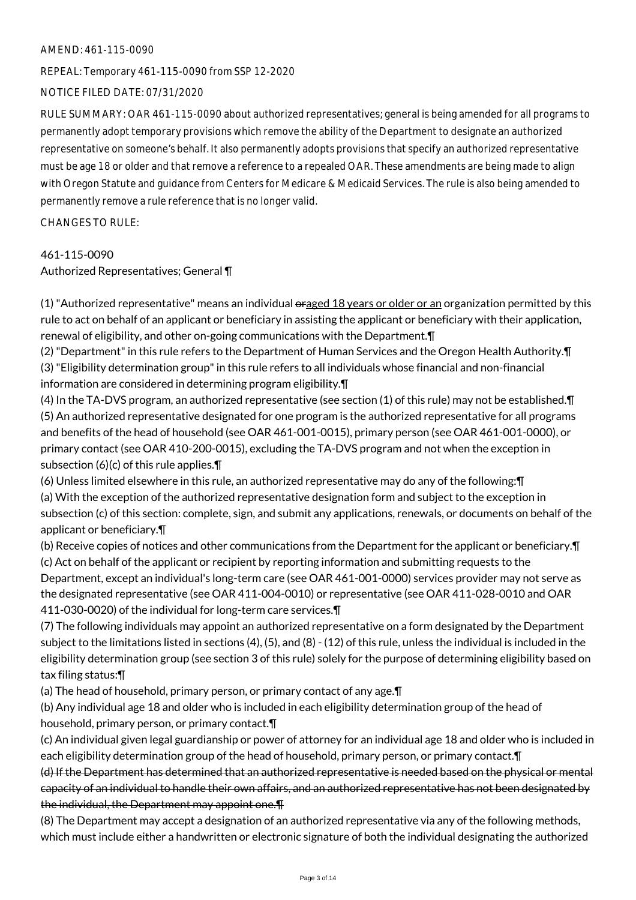AMEND: 461-115-0090

REPEAL: Temporary 461-115-0090 from SSP 12-2020

NOTICE FILED DATE: 07/31/2020

RULE SUMMARY: OAR 461-115-0090 about authorized representatives; general is being amended for all programs to permanently adopt temporary provisions which remove the ability of the Department to designate an authorized representative on someone's behalf. It also permanently adopts provisions that specify an authorized representative must be age 18 or older and that remove a reference to a repealed OAR. These amendments are being made to align with Oregon Statute and guidance from Centers for Medicare & Medicaid Services. The rule is also being amended to permanently remove a rule reference that is no longer valid.

CHANGES TO RULE:

461-115-0090
Authorized Representatives; General ¶

(1) "Authorized representative" means an individual ~~or~~aged 18 years or older or an organization permitted by this rule to act on behalf of an applicant or beneficiary in assisting the applicant or beneficiary with their application, renewal of eligibility, and other on-going communications with the Department.¶
(2) "Department" in this rule refers to the Department of Human Services and the Oregon Health Authority.¶
(3) "Eligibility determination group" in this rule refers to all individuals whose financial and non-financial information are considered in determining program eligibility.¶
(4) In the TA-DVS program, an authorized representative (see section (1) of this rule) may not be established.¶
(5) An authorized representative designated for one program is the authorized representative for all programs and benefits of the head of household (see OAR 461-001-0015), primary person (see OAR 461-001-0000), or primary contact (see OAR 410-200-0015), excluding the TA-DVS program and not when the exception in subsection (6)(c) of this rule applies.¶
(6) Unless limited elsewhere in this rule, an authorized representative may do any of the following:¶
(a) With the exception of the authorized representative designation form and subject to the exception in subsection (c) of this section: complete, sign, and submit any applications, renewals, or documents on behalf of the applicant or beneficiary.¶
(b) Receive copies of notices and other communications from the Department for the applicant or beneficiary.¶
(c) Act on behalf of the applicant or recipient by reporting information and submitting requests to the Department, except an individual's long-term care (see OAR 461-001-0000) services provider may not serve as the designated representative (see OAR 411-004-0010) or representative (see OAR 411-028-0010 and OAR 411-030-0020) of the individual for long-term care services.¶
(7) The following individuals may appoint an authorized representative on a form designated by the Department subject to the limitations listed in sections (4), (5), and (8) - (12) of this rule, unless the individual is included in the eligibility determination group (see section 3 of this rule) solely for the purpose of determining eligibility based on tax filing status:¶
(a) The head of household, primary person, or primary contact of any age.¶
(b) Any individual age 18 and older who is included in each eligibility determination group of the head of household, primary person, or primary contact.¶
(c) An individual given legal guardianship or power of attorney for an individual age 18 and older who is included in each eligibility determination group of the head of household, primary person, or primary contact.¶
~~(d) If the Department has determined that an authorized representative is needed based on the physical or mental capacity of an individual to handle their own affairs, and an authorized representative has not been designated by the individual, the Department may appoint one.¶~~
(8) The Department may accept a designation of an authorized representative via any of the following methods, which must include either a handwritten or electronic signature of both the individual designating the authorized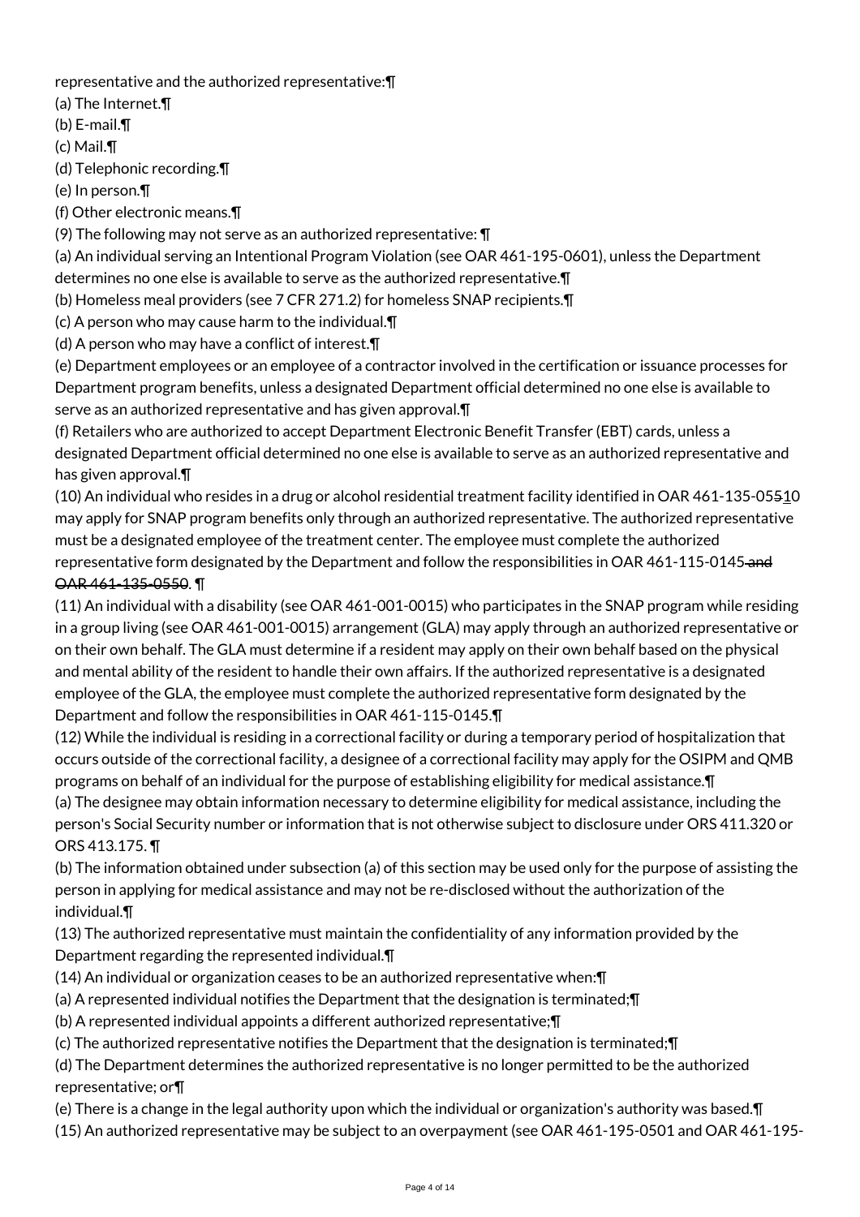representative and the authorized representative:¶

(a) The Internet.¶

(b) E-mail.¶

(c) Mail.¶

(d) Telephonic recording.¶

(e) In person.¶

(f) Other electronic means.¶

(9) The following may not serve as an authorized representative: ¶

(a) An individual serving an Intentional Program Violation (see OAR 461-195-0601), unless the Department determines no one else is available to serve as the authorized representative.¶

(b) Homeless meal providers (see 7 CFR 271.2) for homeless SNAP recipients.¶

(c) A person who may cause harm to the individual.¶

(d) A person who may have a conflict of interest.¶

(e) Department employees or an employee of a contractor involved in the certification or issuance processes for Department program benefits, unless a designated Department official determined no one else is available to serve as an authorized representative and has given approval.¶

(f) Retailers who are authorized to accept Department Electronic Benefit Transfer (EBT) cards, unless a designated Department official determined no one else is available to serve as an authorized representative and has given approval.¶

(10) An individual who resides in a drug or alcohol residential treatment facility identified in OAR 461-135-05~~5~~10 may apply for SNAP program benefits only through an authorized representative. The authorized representative must be a designated employee of the treatment center. The employee must complete the authorized representative form designated by the Department and follow the responsibilities in OAR 461-115-0145~~ and OAR 461-135-0550~~. ¶

(11) An individual with a disability (see OAR 461-001-0015) who participates in the SNAP program while residing in a group living (see OAR 461-001-0015) arrangement (GLA) may apply through an authorized representative or on their own behalf. The GLA must determine if a resident may apply on their own behalf based on the physical and mental ability of the resident to handle their own affairs. If the authorized representative is a designated employee of the GLA, the employee must complete the authorized representative form designated by the Department and follow the responsibilities in OAR 461-115-0145.¶

(12) While the individual is residing in a correctional facility or during a temporary period of hospitalization that occurs outside of the correctional facility, a designee of a correctional facility may apply for the OSIPM and QMB programs on behalf of an individual for the purpose of establishing eligibility for medical assistance.¶

(a) The designee may obtain information necessary to determine eligibility for medical assistance, including the person's Social Security number or information that is not otherwise subject to disclosure under ORS 411.320 or ORS 413.175. ¶

(b) The information obtained under subsection (a) of this section may be used only for the purpose of assisting the person in applying for medical assistance and may not be re-disclosed without the authorization of the individual.¶

(13) The authorized representative must maintain the confidentiality of any information provided by the Department regarding the represented individual.¶

(14) An individual or organization ceases to be an authorized representative when:¶

(a) A represented individual notifies the Department that the designation is terminated;¶

(b) A represented individual appoints a different authorized representative;¶

(c) The authorized representative notifies the Department that the designation is terminated;¶

(d) The Department determines the authorized representative is no longer permitted to be the authorized representative; or¶

(e) There is a change in the legal authority upon which the individual or organization's authority was based.¶

(15) An authorized representative may be subject to an overpayment (see OAR 461-195-0501 and OAR 461-195-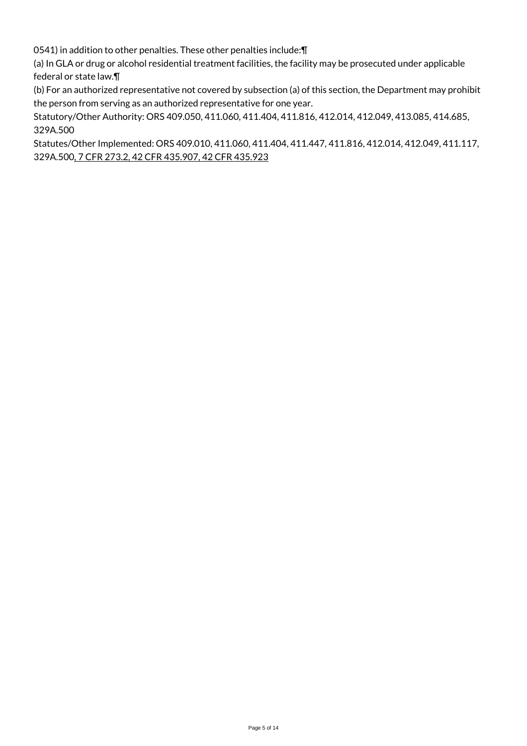0541) in addition to other penalties. These other penalties include:¶
(a) In GLA or drug or alcohol residential treatment facilities, the facility may be prosecuted under applicable federal or state law.¶
(b) For an authorized representative not covered by subsection (a) of this section, the Department may prohibit the person from serving as an authorized representative for one year.
Statutory/Other Authority: ORS 409.050, 411.060, 411.404, 411.816, 412.014, 412.049, 413.085, 414.685, 329A.500
Statutes/Other Implemented: ORS 409.010, 411.060, 411.404, 411.447, 411.816, 412.014, 412.049, 411.117, 329A.500, 7 CFR 273.2, 42 CFR 435.907, 42 CFR 435.923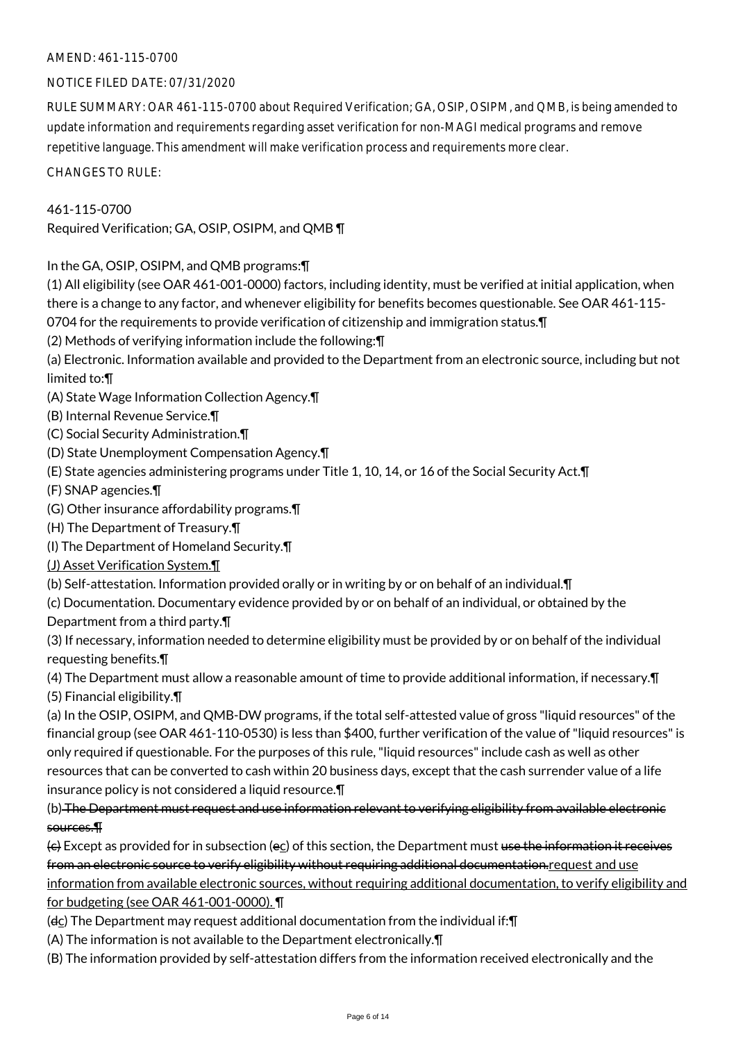AMEND: 461-115-0700

NOTICE FILED DATE: 07/31/2020

RULE SUMMARY: OAR 461-115-0700 about Required Verification; GA, OSIP, OSIPM, and QMB, is being amended to update information and requirements regarding asset verification for non-MAGI medical programs and remove repetitive language. This amendment will make verification process and requirements more clear.

CHANGES TO RULE:

461-115-0700
Required Verification; GA, OSIP, OSIPM, and QMB ¶

In the GA, OSIP, OSIPM, and QMB programs:¶
(1) All eligibility (see OAR 461-001-0000) factors, including identity, must be verified at initial application, when there is a change to any factor, and whenever eligibility for benefits becomes questionable. See OAR 461-115-0704 for the requirements to provide verification of citizenship and immigration status.¶
(2) Methods of verifying information include the following:¶
(a) Electronic. Information available and provided to the Department from an electronic source, including but not limited to:¶
(A) State Wage Information Collection Agency.¶
(B) Internal Revenue Service.¶
(C) Social Security Administration.¶
(D) State Unemployment Compensation Agency.¶
(E) State agencies administering programs under Title 1, 10, 14, or 16 of the Social Security Act.¶
(F) SNAP agencies.¶
(G) Other insurance affordability programs.¶
(H) The Department of Treasury.¶
(I) The Department of Homeland Security.¶
(J) Asset Verification System.¶
(b) Self-attestation. Information provided orally or in writing by or on behalf of an individual.¶
(c) Documentation. Documentary evidence provided by or on behalf of an individual, or obtained by the Department from a third party.¶
(3) If necessary, information needed to determine eligibility must be provided by or on behalf of the individual requesting benefits.¶
(4) The Department must allow a reasonable amount of time to provide additional information, if necessary.¶
(5) Financial eligibility.¶
(a) In the OSIP, OSIPM, and QMB-DW programs, if the total self-attested value of gross "liquid resources" of the financial group (see OAR 461-110-0530) is less than $400, further verification of the value of "liquid resources" is only required if questionable. For the purposes of this rule, "liquid resources" include cash as well as other resources that can be converted to cash within 20 business days, except that the cash surrender value of a life insurance policy is not considered a liquid resource.¶
(b) ~~The Department must request and use information relevant to verifying eligibility from available electronic sources.¶~~
~~(c)~~ Except as provided for in subsection (~~e~~c) of this section, the Department must ~~use the information it receives from an electronic source to verify eligibility without requiring additional documentation.~~request and use information from available electronic sources, without requiring additional documentation, to verify eligibility and for budgeting (see OAR 461-001-0000). ¶
(~~d~~c) The Department may request additional documentation from the individual if:¶
(A) The information is not available to the Department electronically.¶
(B) The information provided by self-attestation differs from the information received electronically and the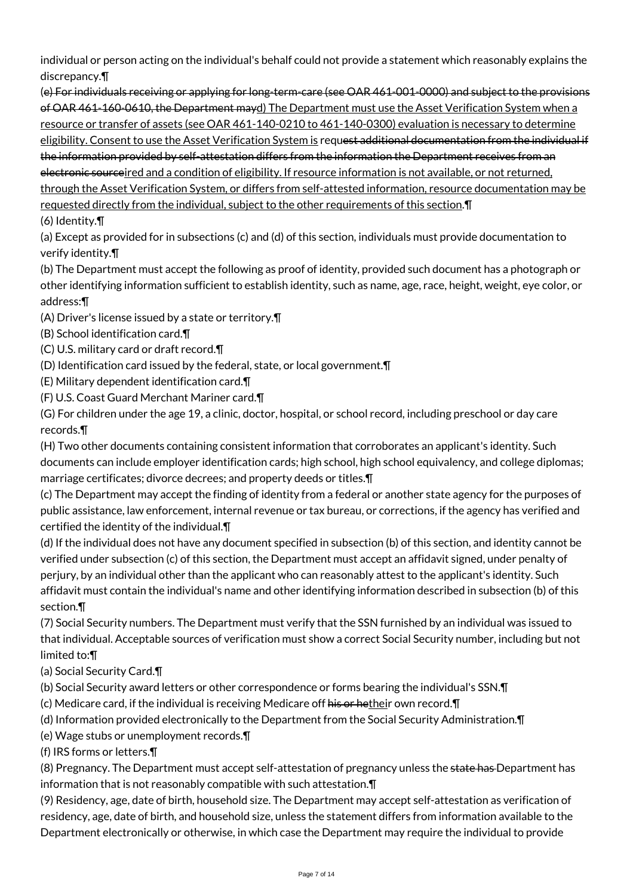individual or person acting on the individual's behalf could not provide a statement which reasonably explains the discrepancy.¶

(~~e) For individuals receiving or applying for long-term-care (see OAR 461-001-0000) and subject to the provisions of OAR 461-160-0610, the Department may~~<u>d) The Department must use the Asset Verification System when a resource or transfer of assets (see OAR 461-140-0210 to 461-140-0300) evaluation is necessary to determine eligibility. Consent to use the Asset Verification System is</u> requ~~est additional documentation from the individual if the information provided by self-attestation differs from the information the Department receives from an electronic source~~<u>ired and a condition of eligibility. If resource information is not available, or not returned, through the Asset Verification System, or differs from self-attested information, resource documentation may be requested directly from the individual, subject to the other requirements of this section</u>.¶

(6) Identity.¶

(a) Except as provided for in subsections (c) and (d) of this section, individuals must provide documentation to verify identity.¶

(b) The Department must accept the following as proof of identity, provided such document has a photograph or other identifying information sufficient to establish identity, such as name, age, race, height, weight, eye color, or address:¶

(A) Driver's license issued by a state or territory.¶

(B) School identification card.¶

(C) U.S. military card or draft record.¶

(D) Identification card issued by the federal, state, or local government.¶

(E) Military dependent identification card.¶

(F) U.S. Coast Guard Merchant Mariner card.¶

(G) For children under the age 19, a clinic, doctor, hospital, or school record, including preschool or day care records.¶

(H) Two other documents containing consistent information that corroborates an applicant's identity. Such documents can include employer identification cards; high school, high school equivalency, and college diplomas; marriage certificates; divorce decrees; and property deeds or titles.¶

(c) The Department may accept the finding of identity from a federal or another state agency for the purposes of public assistance, law enforcement, internal revenue or tax bureau, or corrections, if the agency has verified and certified the identity of the individual.¶

(d) If the individual does not have any document specified in subsection (b) of this section, and identity cannot be verified under subsection (c) of this section, the Department must accept an affidavit signed, under penalty of perjury, by an individual other than the applicant who can reasonably attest to the applicant's identity. Such affidavit must contain the individual's name and other identifying information described in subsection (b) of this section.¶

(7) Social Security numbers. The Department must verify that the SSN furnished by an individual was issued to that individual. Acceptable sources of verification must show a correct Social Security number, including but not limited to:¶

(a) Social Security Card.¶

(b) Social Security award letters or other correspondence or forms bearing the individual's SSN.¶

(c) Medicare card, if the individual is receiving Medicare off ~~his or he~~<u>thei</u>r own record.¶

(d) Information provided electronically to the Department from the Social Security Administration.¶

(e) Wage stubs or unemployment records.¶

(f) IRS forms or letters.¶

(8) Pregnancy. The Department must accept self-attestation of pregnancy unless the ~~state has~~ Department has information that is not reasonably compatible with such attestation.¶

(9) Residency, age, date of birth, household size. The Department may accept self-attestation as verification of residency, age, date of birth, and household size, unless the statement differs from information available to the Department electronically or otherwise, in which case the Department may require the individual to provide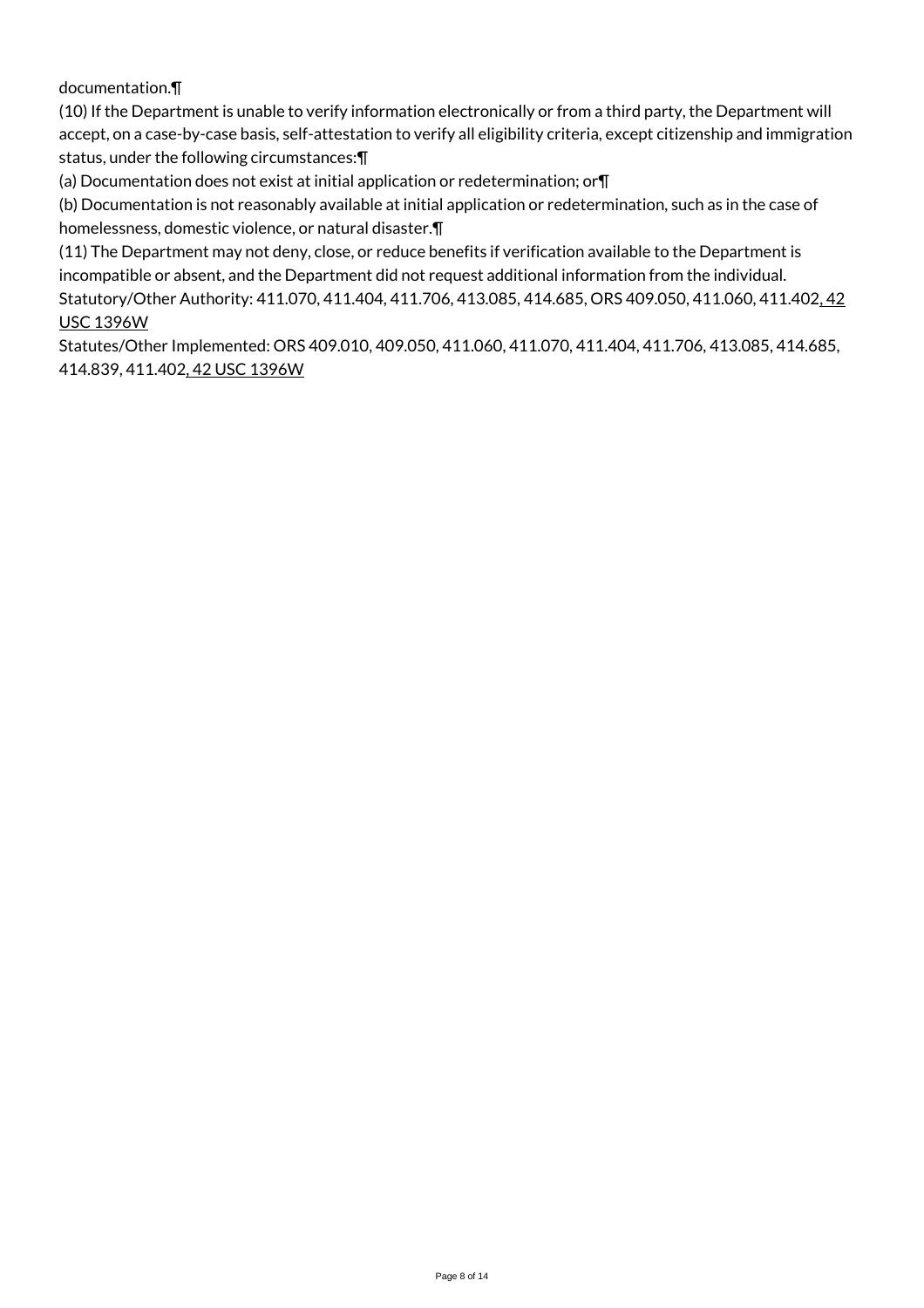documentation.¶

(10) If the Department is unable to verify information electronically or from a third party, the Department will accept, on a case-by-case basis, self-attestation to verify all eligibility criteria, except citizenship and immigration status, under the following circumstances:¶

(a) Documentation does not exist at initial application or redetermination; or¶

(b) Documentation is not reasonably available at initial application or redetermination, such as in the case of homelessness, domestic violence, or natural disaster.¶

(11) The Department may not deny, close, or reduce benefits if verification available to the Department is incompatible or absent, and the Department did not request additional information from the individual.

Statutory/Other Authority: 411.070, 411.404, 411.706, 413.085, 414.685, ORS 409.050, 411.060, 411.402, 42 USC 1396W

Statutes/Other Implemented: ORS 409.010, 409.050, 411.060, 411.070, 411.404, 411.706, 413.085, 414.685, 414.839, 411.402, 42 USC 1396W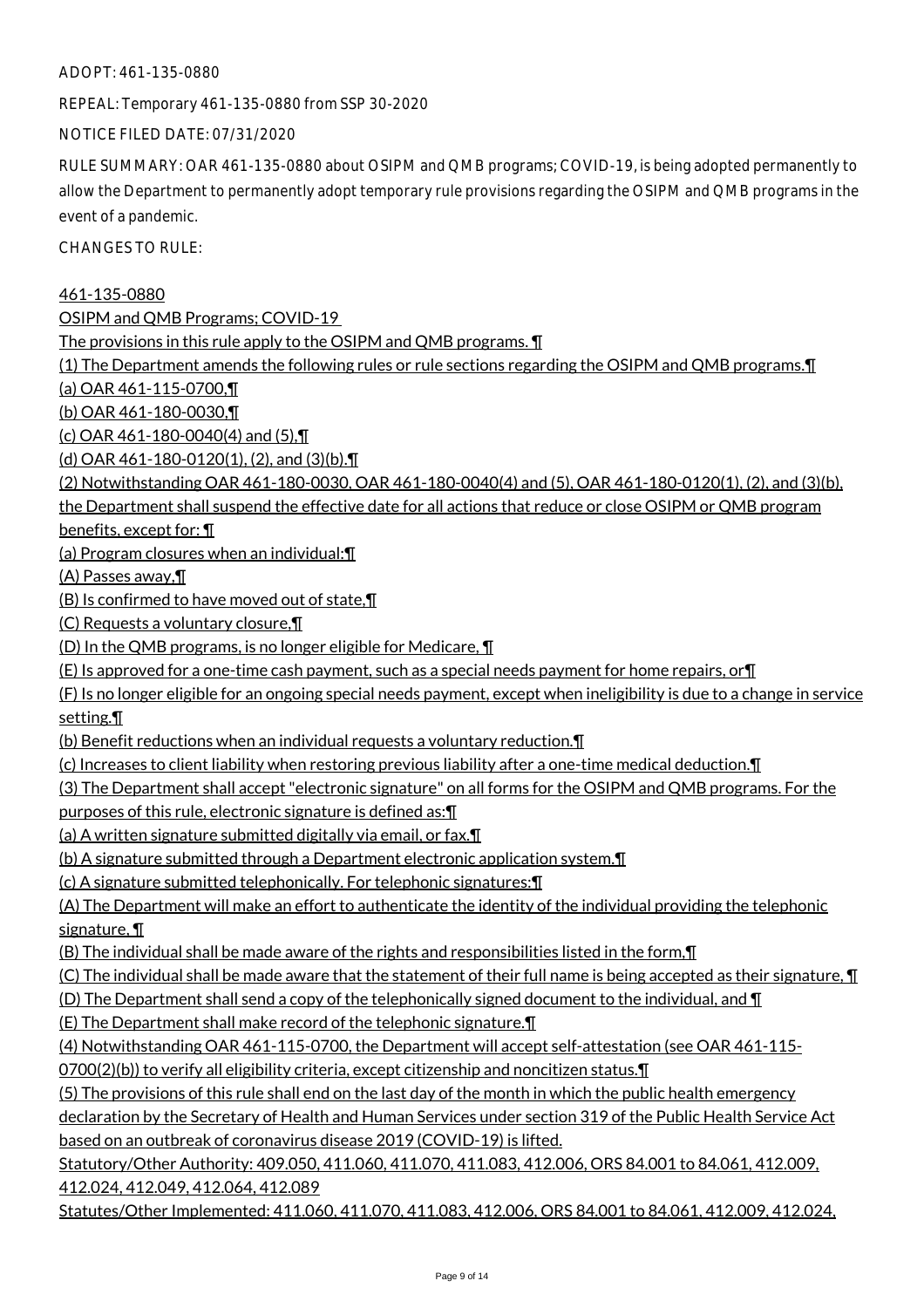ADOPT: 461-135-0880

REPEAL: Temporary 461-135-0880 from SSP 30-2020

NOTICE FILED DATE: 07/31/2020

RULE SUMMARY: OAR 461-135-0880 about OSIPM and QMB programs; COVID-19, is being adopted permanently to allow the Department to permanently adopt temporary rule provisions regarding the OSIPM and QMB programs in the event of a pandemic.

CHANGES TO RULE:

461-135-0880
OSIPM and QMB Programs; COVID-19
The provisions in this rule apply to the OSIPM and QMB programs. ¶
(1) The Department amends the following rules or rule sections regarding the OSIPM and QMB programs.¶
(a) OAR 461-115-0700,¶
(b) OAR 461-180-0030,¶
(c) OAR 461-180-0040(4) and (5),¶
(d) OAR 461-180-0120(1), (2), and (3)(b).¶
(2) Notwithstanding OAR 461-180-0030, OAR 461-180-0040(4) and (5), OAR 461-180-0120(1), (2), and (3)(b), the Department shall suspend the effective date for all actions that reduce or close OSIPM or QMB program benefits, except for: ¶
(a) Program closures when an individual:¶
(A) Passes away,¶
(B) Is confirmed to have moved out of state,¶
(C) Requests a voluntary closure,¶
(D) In the QMB programs, is no longer eligible for Medicare, ¶
(E) Is approved for a one-time cash payment, such as a special needs payment for home repairs, or¶
(F) Is no longer eligible for an ongoing special needs payment, except when ineligibility is due to a change in service setting.¶
(b) Benefit reductions when an individual requests a voluntary reduction.¶
(c) Increases to client liability when restoring previous liability after a one-time medical deduction.¶
(3) The Department shall accept "electronic signature" on all forms for the OSIPM and QMB programs. For the purposes of this rule, electronic signature is defined as:¶
(a) A written signature submitted digitally via email, or fax.¶
(b) A signature submitted through a Department electronic application system.¶
(c) A signature submitted telephonically. For telephonic signatures:¶
(A) The Department will make an effort to authenticate the identity of the individual providing the telephonic signature, ¶
(B) The individual shall be made aware of the rights and responsibilities listed in the form,¶
(C) The individual shall be made aware that the statement of their full name is being accepted as their signature, ¶
(D) The Department shall send a copy of the telephonically signed document to the individual, and ¶
(E) The Department shall make record of the telephonic signature.¶
(4) Notwithstanding OAR 461-115-0700, the Department will accept self-attestation (see OAR 461-115-0700(2)(b)) to verify all eligibility criteria, except citizenship and noncitizen status.¶
(5) The provisions of this rule shall end on the last day of the month in which the public health emergency declaration by the Secretary of Health and Human Services under section 319 of the Public Health Service Act based on an outbreak of coronavirus disease 2019 (COVID-19) is lifted.
Statutory/Other Authority: 409.050, 411.060, 411.070, 411.083, 412.006, ORS 84.001 to 84.061, 412.009, 412.024, 412.049, 412.064, 412.089
Statutes/Other Implemented: 411.060, 411.070, 411.083, 412.006, ORS 84.001 to 84.061, 412.009, 412.024,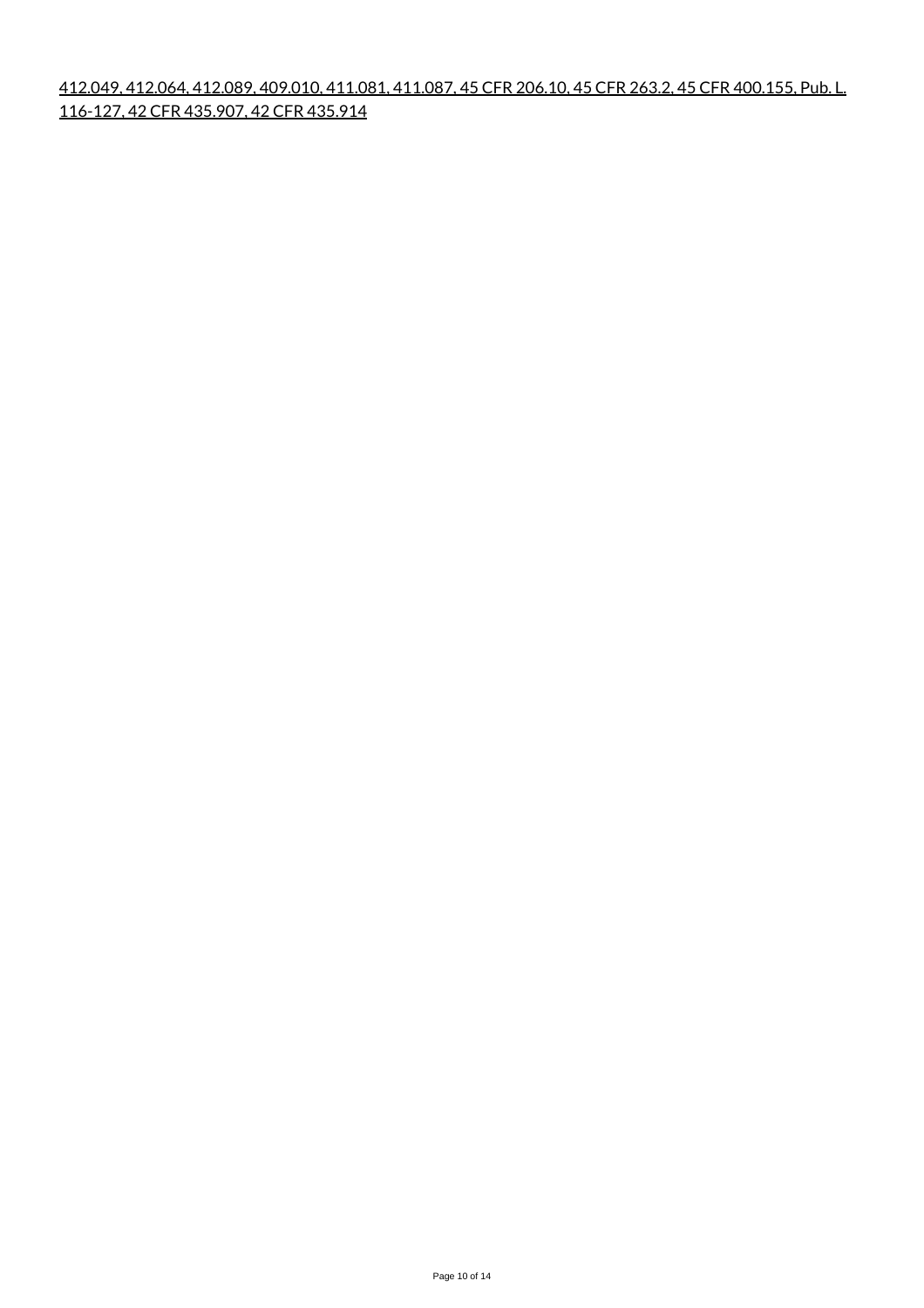412.049, 412.064, 412.089, 409.010, 411.081, 411.087, 45 CFR 206.10, 45 CFR 263.2, 45 CFR 400.155, Pub. L. 116-127, 42 CFR 435.907, 42 CFR 435.914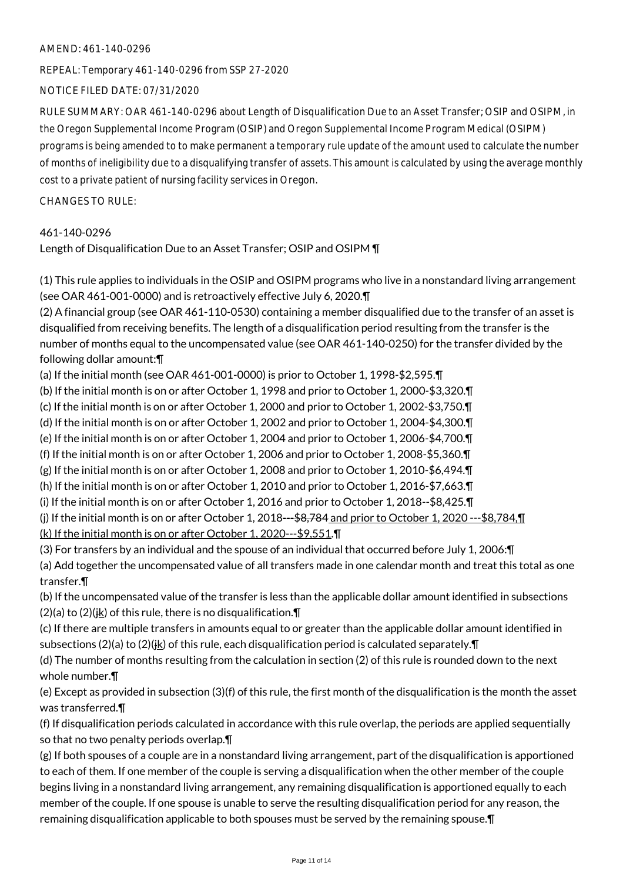AMEND: 461-140-0296

REPEAL: Temporary 461-140-0296 from SSP 27-2020

NOTICE FILED DATE: 07/31/2020

RULE SUMMARY: OAR 461-140-0296 about Length of Disqualification Due to an Asset Transfer; OSIP and OSIPM, in the Oregon Supplemental Income Program (OSIP) and Oregon Supplemental Income Program Medical (OSIPM) programs is being amended to to make permanent a temporary rule update of the amount used to calculate the number of months of ineligibility due to a disqualifying transfer of assets. This amount is calculated by using the average monthly cost to a private patient of nursing facility services in Oregon.

CHANGES TO RULE:

461-140-0296

Length of Disqualification Due to an Asset Transfer; OSIP and OSIPM ¶

(1) This rule applies to individuals in the OSIP and OSIPM programs who live in a nonstandard living arrangement (see OAR 461-001-0000) and is retroactively effective July 6, 2020.¶

(2) A financial group (see OAR 461-110-0530) containing a member disqualified due to the transfer of an asset is disqualified from receiving benefits. The length of a disqualification period resulting from the transfer is the number of months equal to the uncompensated value (see OAR 461-140-0250) for the transfer divided by the following dollar amount:¶

(a) If the initial month (see OAR 461-001-0000) is prior to October 1, 1998-$2,595.¶

(b) If the initial month is on or after October 1, 1998 and prior to October 1, 2000-$3,320.¶

(c) If the initial month is on or after October 1, 2000 and prior to October 1, 2002-$3,750.¶

(d) If the initial month is on or after October 1, 2002 and prior to October 1, 2004-$4,300.¶

(e) If the initial month is on or after October 1, 2004 and prior to October 1, 2006-$4,700.¶

(f) If the initial month is on or after October 1, 2006 and prior to October 1, 2008-$5,360.¶

(g) If the initial month is on or after October 1, 2008 and prior to October 1, 2010-$6,494.¶

(h) If the initial month is on or after October 1, 2010 and prior to October 1, 2016-$7,663.¶

(i) If the initial month is on or after October 1, 2016 and prior to October 1, 2018--$8,425.¶

(j) If the initial month is on or after October 1, 2018~~---$8,784~~ and prior to October 1, 2020 ---$8,784,¶

(k) If the initial month is on or after October 1, 2020---$9,551.¶

(3) For transfers by an individual and the spouse of an individual that occurred before July 1, 2006:¶

(a) Add together the uncompensated value of all transfers made in one calendar month and treat this total as one transfer.¶

(b) If the uncompensated value of the transfer is less than the applicable dollar amount identified in subsections (2)(a) to (2)(~~j~~k) of this rule, there is no disqualification.¶

(c) If there are multiple transfers in amounts equal to or greater than the applicable dollar amount identified in subsections (2)(a) to (2)(~~j~~k) of this rule, each disqualification period is calculated separately.¶

(d) The number of months resulting from the calculation in section (2) of this rule is rounded down to the next whole number.¶

(e) Except as provided in subsection (3)(f) of this rule, the first month of the disqualification is the month the asset was transferred.¶

(f) If disqualification periods calculated in accordance with this rule overlap, the periods are applied sequentially so that no two penalty periods overlap.¶

(g) If both spouses of a couple are in a nonstandard living arrangement, part of the disqualification is apportioned to each of them. If one member of the couple is serving a disqualification when the other member of the couple begins living in a nonstandard living arrangement, any remaining disqualification is apportioned equally to each member of the couple. If one spouse is unable to serve the resulting disqualification period for any reason, the remaining disqualification applicable to both spouses must be served by the remaining spouse.¶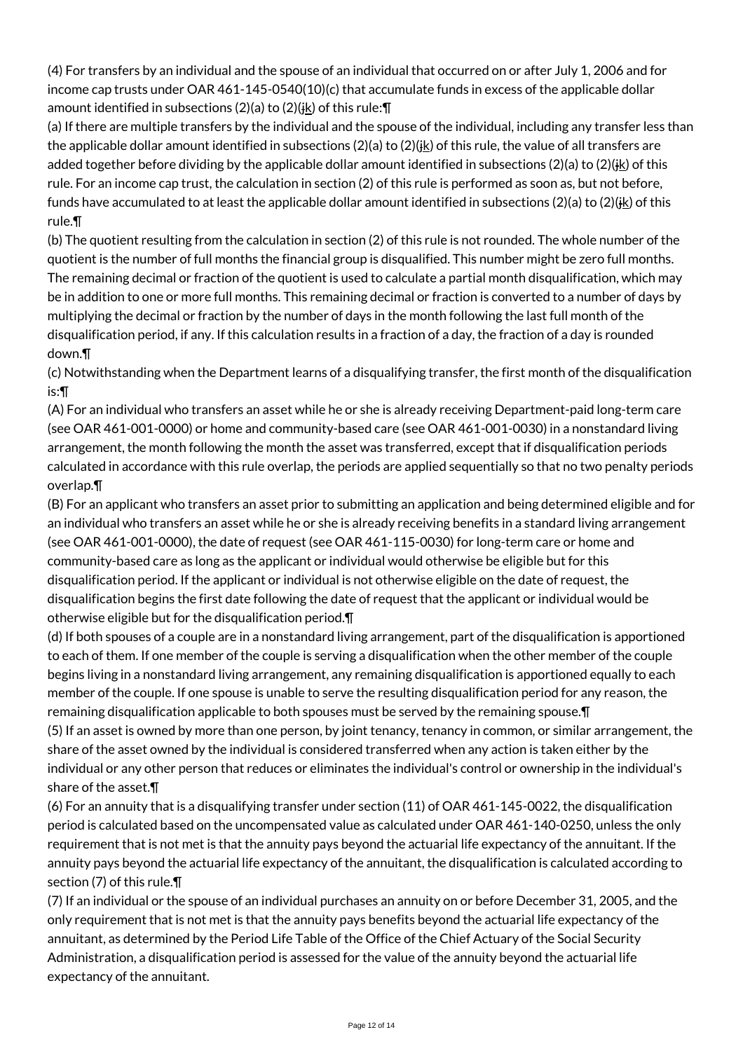(4) For transfers by an individual and the spouse of an individual that occurred on or after July 1, 2006 and for income cap trusts under OAR 461-145-0540(10)(c) that accumulate funds in excess of the applicable dollar amount identified in subsections (2)(a) to (2)(jk) of this rule:¶

(a) If there are multiple transfers by the individual and the spouse of the individual, including any transfer less than the applicable dollar amount identified in subsections (2)(a) to (2)(jk) of this rule, the value of all transfers are added together before dividing by the applicable dollar amount identified in subsections (2)(a) to (2)(jk) of this rule. For an income cap trust, the calculation in section (2) of this rule is performed as soon as, but not before, funds have accumulated to at least the applicable dollar amount identified in subsections (2)(a) to (2)(jk) of this rule.¶

(b) The quotient resulting from the calculation in section (2) of this rule is not rounded. The whole number of the quotient is the number of full months the financial group is disqualified. This number might be zero full months. The remaining decimal or fraction of the quotient is used to calculate a partial month disqualification, which may be in addition to one or more full months. This remaining decimal or fraction is converted to a number of days by multiplying the decimal or fraction by the number of days in the month following the last full month of the disqualification period, if any. If this calculation results in a fraction of a day, the fraction of a day is rounded down.¶

(c) Notwithstanding when the Department learns of a disqualifying transfer, the first month of the disqualification is:¶

(A) For an individual who transfers an asset while he or she is already receiving Department-paid long-term care (see OAR 461-001-0000) or home and community-based care (see OAR 461-001-0030) in a nonstandard living arrangement, the month following the month the asset was transferred, except that if disqualification periods calculated in accordance with this rule overlap, the periods are applied sequentially so that no two penalty periods overlap.¶

(B) For an applicant who transfers an asset prior to submitting an application and being determined eligible and for an individual who transfers an asset while he or she is already receiving benefits in a standard living arrangement (see OAR 461-001-0000), the date of request (see OAR 461-115-0030) for long-term care or home and community-based care as long as the applicant or individual would otherwise be eligible but for this disqualification period. If the applicant or individual is not otherwise eligible on the date of request, the disqualification begins the first date following the date of request that the applicant or individual would be otherwise eligible but for the disqualification period.¶

(d) If both spouses of a couple are in a nonstandard living arrangement, part of the disqualification is apportioned to each of them. If one member of the couple is serving a disqualification when the other member of the couple begins living in a nonstandard living arrangement, any remaining disqualification is apportioned equally to each member of the couple. If one spouse is unable to serve the resulting disqualification period for any reason, the remaining disqualification applicable to both spouses must be served by the remaining spouse.¶

(5) If an asset is owned by more than one person, by joint tenancy, tenancy in common, or similar arrangement, the share of the asset owned by the individual is considered transferred when any action is taken either by the individual or any other person that reduces or eliminates the individual's control or ownership in the individual's share of the asset.¶

(6) For an annuity that is a disqualifying transfer under section (11) of OAR 461-145-0022, the disqualification period is calculated based on the uncompensated value as calculated under OAR 461-140-0250, unless the only requirement that is not met is that the annuity pays beyond the actuarial life expectancy of the annuitant. If the annuity pays beyond the actuarial life expectancy of the annuitant, the disqualification is calculated according to section (7) of this rule.¶

(7) If an individual or the spouse of an individual purchases an annuity on or before December 31, 2005, and the only requirement that is not met is that the annuity pays benefits beyond the actuarial life expectancy of the annuitant, as determined by the Period Life Table of the Office of the Chief Actuary of the Social Security Administration, a disqualification period is assessed for the value of the annuity beyond the actuarial life expectancy of the annuitant.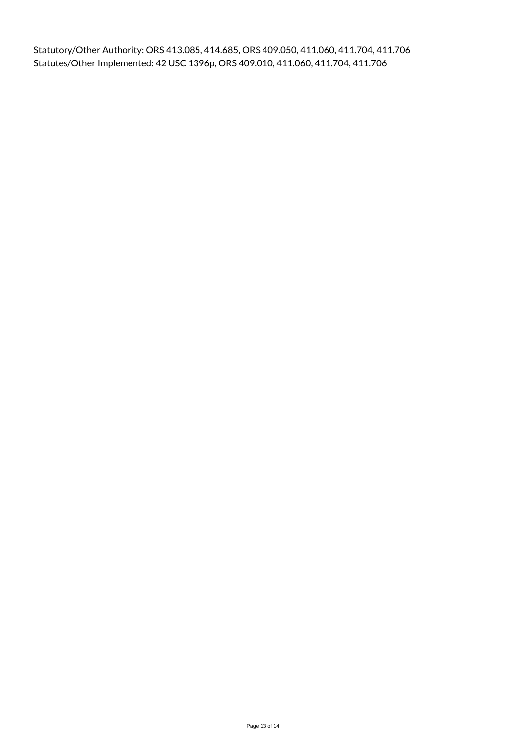Statutory/Other Authority: ORS 413.085, 414.685, ORS 409.050, 411.060, 411.704, 411.706
Statutes/Other Implemented: 42 USC 1396p, ORS 409.010, 411.060, 411.704, 411.706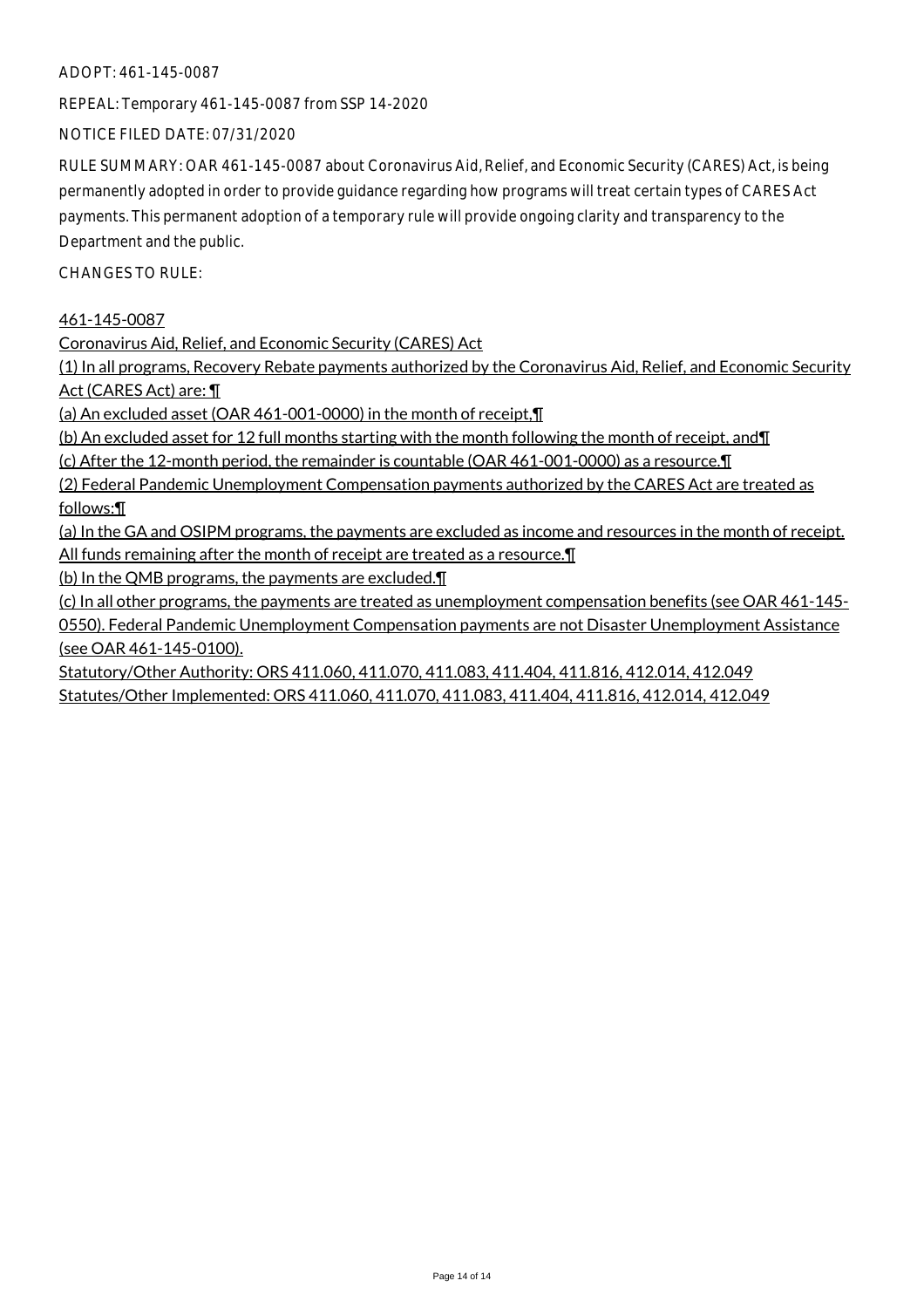ADOPT: 461-145-0087

REPEAL: Temporary 461-145-0087 from SSP 14-2020

NOTICE FILED DATE: 07/31/2020

RULE SUMMARY: OAR 461-145-0087 about Coronavirus Aid, Relief, and Economic Security (CARES) Act, is being permanently adopted in order to provide guidance regarding how programs will treat certain types of CARES Act payments. This permanent adoption of a temporary rule will provide ongoing clarity and transparency to the Department and the public.

CHANGES TO RULE:

461-145-0087

Coronavirus Aid, Relief, and Economic Security (CARES) Act

(1) In all programs, Recovery Rebate payments authorized by the Coronavirus Aid, Relief, and Economic Security Act (CARES Act) are: ¶

(a) An excluded asset (OAR 461-001-0000) in the month of receipt,¶

(b) An excluded asset for 12 full months starting with the month following the month of receipt, and¶

(c) After the 12-month period, the remainder is countable (OAR 461-001-0000) as a resource.¶

(2) Federal Pandemic Unemployment Compensation payments authorized by the CARES Act are treated as follows:¶

(a) In the GA and OSIPM programs, the payments are excluded as income and resources in the month of receipt. All funds remaining after the month of receipt are treated as a resource.¶

(b) In the QMB programs, the payments are excluded.¶

(c) In all other programs, the payments are treated as unemployment compensation benefits (see OAR 461-145-0550). Federal Pandemic Unemployment Compensation payments are not Disaster Unemployment Assistance (see OAR 461-145-0100).

Statutory/Other Authority: ORS 411.060, 411.070, 411.083, 411.404, 411.816, 412.014, 412.049

Statutes/Other Implemented: ORS 411.060, 411.070, 411.083, 411.404, 411.816, 412.014, 412.049